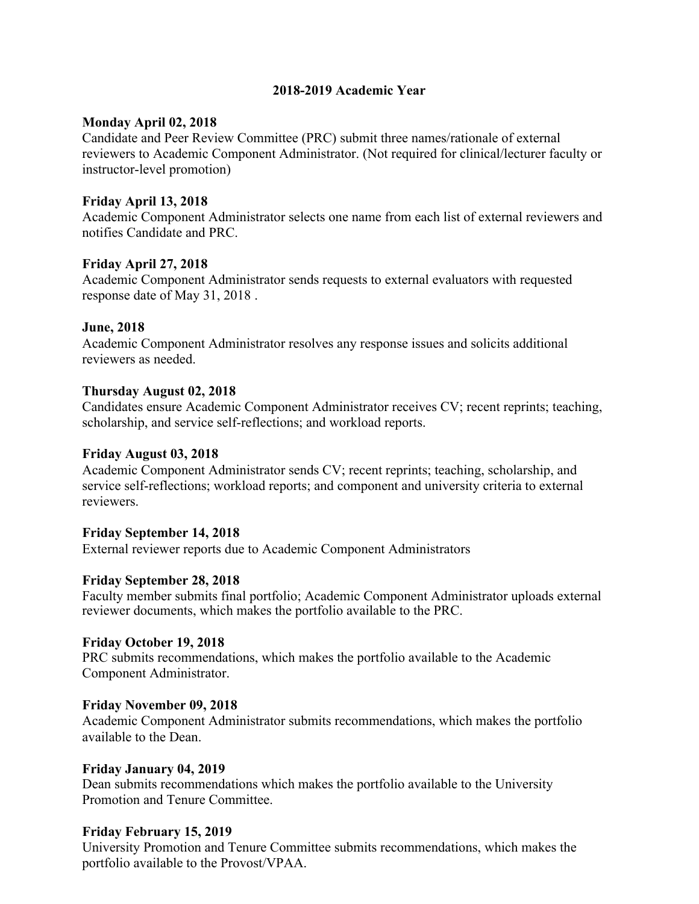# 2018-2019 Academic Year

**Monday April 02, 2018**
Candidate and Peer Review Committee (PRC) submit three names/rationale of external reviewers to Academic Component Administrator. (Not required for clinical/lecturer faculty or instructor-level promotion)

**Friday April 13, 2018**
Academic Component Administrator selects one name from each list of external reviewers and notifies Candidate and PRC.

**Friday April 27, 2018**
Academic Component Administrator sends requests to external evaluators with requested response date of May 31, 2018 .

**June, 2018**
Academic Component Administrator resolves any response issues and solicits additional reviewers as needed.

**Thursday August 02, 2018**
Candidates ensure Academic Component Administrator receives CV; recent reprints; teaching, scholarship, and service self-reflections; and workload reports.

**Friday August 03, 2018**
Academic Component Administrator sends CV; recent reprints; teaching, scholarship, and service self-reflections; workload reports; and component and university criteria to external reviewers.

**Friday September 14, 2018**
External reviewer reports due to Academic Component Administrators

**Friday September 28, 2018**
Faculty member submits final portfolio; Academic Component Administrator uploads external reviewer documents, which makes the portfolio available to the PRC.

**Friday October 19, 2018**
PRC submits recommendations, which makes the portfolio available to the Academic Component Administrator.

**Friday November 09, 2018**
Academic Component Administrator submits recommendations, which makes the portfolio available to the Dean.

**Friday January 04, 2019**
Dean submits recommendations which makes the portfolio available to the University Promotion and Tenure Committee.

**Friday February 15, 2019**
University Promotion and Tenure Committee submits recommendations, which makes the portfolio available to the Provost/VPAA.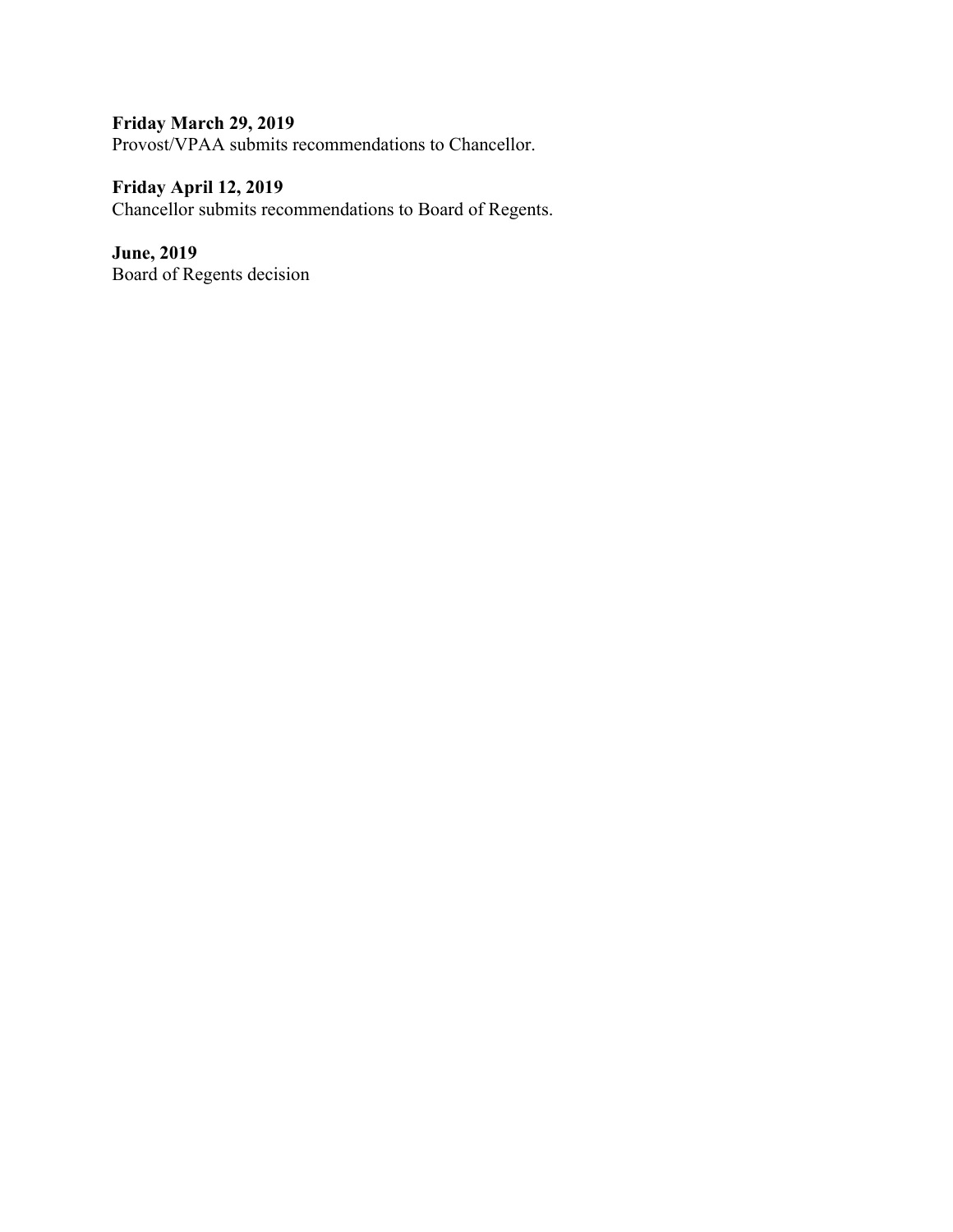**Friday March 29, 2019**
Provost/VPAA submits recommendations to Chancellor.

**Friday April 12, 2019**
Chancellor submits recommendations to Board of Regents.

**June, 2019**
Board of Regents decision